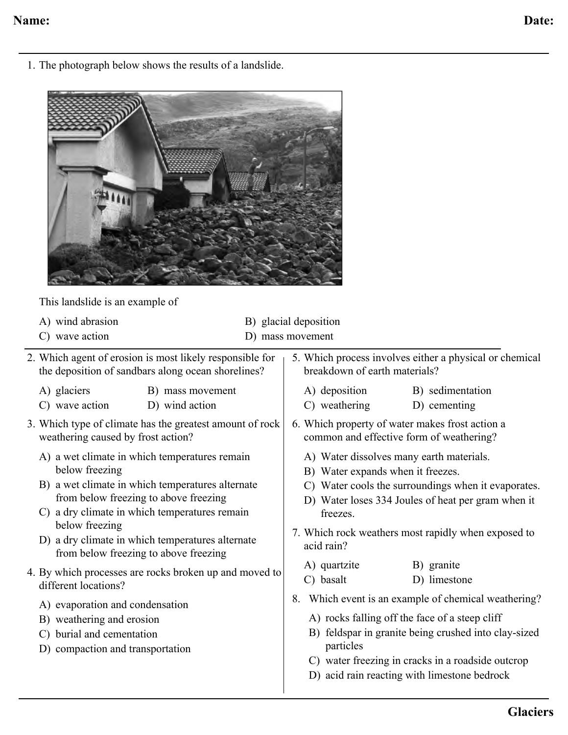Name: Date:

1. The photograph below shows the results of a landslide.

This landslide is an example of

A) wind abrasion
B) glacial deposition
C) wave action
D) mass movement

2. Which agent of erosion is most likely responsible for the deposition of sandbars along ocean shorelines?

A) glaciers
B) mass movement
C) wave action
D) wind action

3. Which type of climate has the greatest amount of rock weathering caused by frost action?

A) a wet climate in which temperatures remain below freezing
B) a wet climate in which temperatures alternate from below freezing to above freezing
C) a dry climate in which temperatures remain below freezing
D) a dry climate in which temperatures alternate from below freezing to above freezing

4. By which processes are rocks broken up and moved to different locations?

A) evaporation and condensation
B) weathering and erosion
C) burial and cementation
D) compaction and transportation

5. Which process involves either a physical or chemical breakdown of earth materials?

A) deposition
B) sedimentation
C) weathering
D) cementing

6. Which property of water makes frost action a common and effective form of weathering?

A) Water dissolves many earth materials.
B) Water expands when it freezes.
C) Water cools the surroundings when it evaporates.
D) Water loses 334 Joules of heat per gram when it freezes.

7. Which rock weathers most rapidly when exposed to acid rain?

A) quartzite
B) granite
C) basalt
D) limestone

8. Which event is an example of chemical weathering?

A) rocks falling off the face of a steep cliff
B) feldspar in granite being crushed into clay-sized particles
C) water freezing in cracks in a roadside outcrop
D) acid rain reacting with limestone bedrock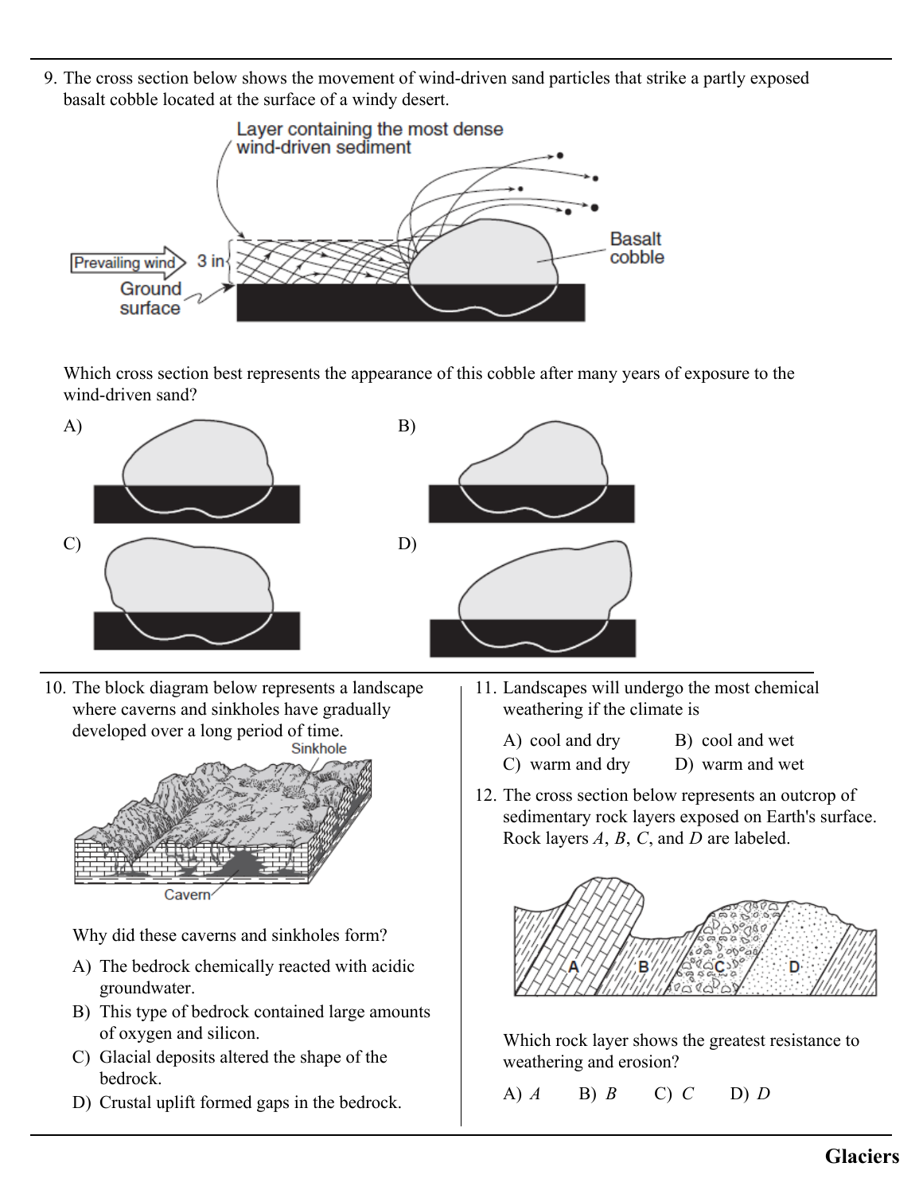9. The cross section below shows the movement of wind-driven sand particles that strike a partly exposed basalt cobble located at the surface of a windy desert.

Layer containing the most dense wind-driven sediment

Prevailing wind

3 in

Ground surface

Basalt cobble

Which cross section best represents the appearance of this cobble after many years of exposure to the wind-driven sand?

A)

B)

C)

D)

10. The block diagram below represents a landscape where caverns and sinkholes have gradually developed over a long period of time.

Sinkhole

Cavern

Why did these caverns and sinkholes form?

A) The bedrock chemically reacted with acidic groundwater.
B) This type of bedrock contained large amounts of oxygen and silicon.
C) Glacial deposits altered the shape of the bedrock.
D) Crustal uplift formed gaps in the bedrock.

11. Landscapes will undergo the most chemical weathering if the climate is

A) cool and dry
B) cool and wet
C) warm and dry
D) warm and wet

12. The cross section below represents an outcrop of sedimentary rock layers exposed on Earth's surface. Rock layers *A*, *B*, *C*, and *D* are labeled.

A B C D

Which rock layer shows the greatest resistance to weathering and erosion?

A) *A*
B) *B*
C) *C*
D) *D*

## Glaciers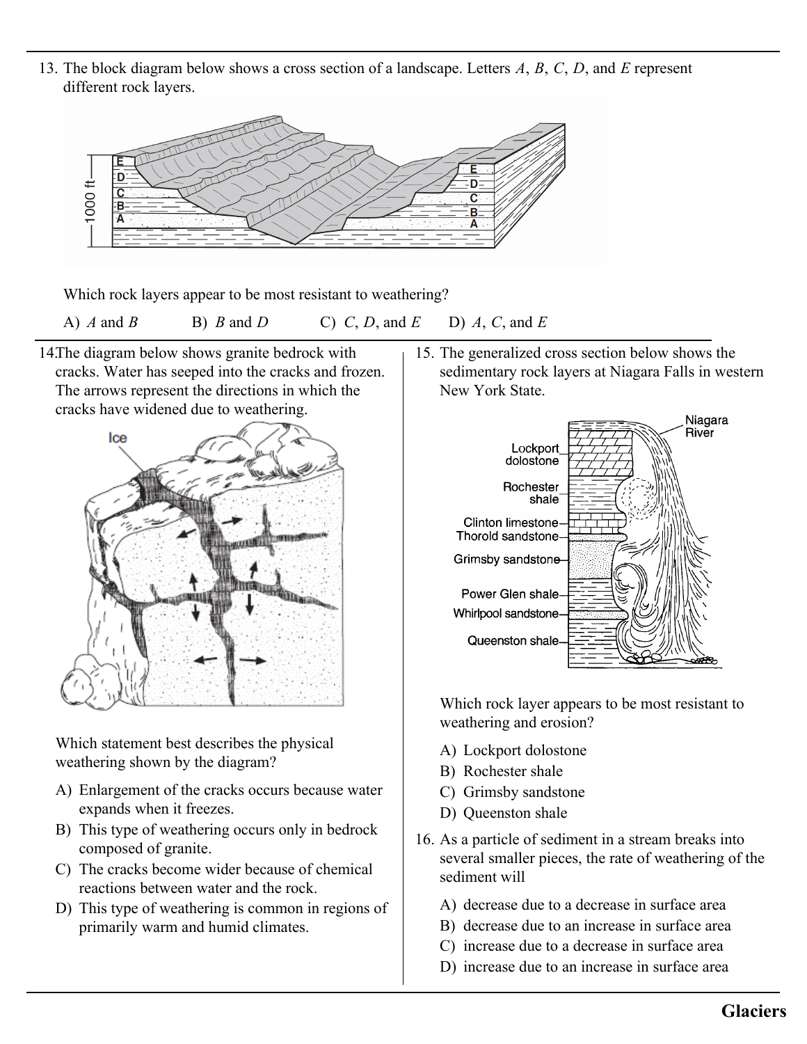13. The block diagram below shows a cross section of a landscape. Letters *A*, *B*, *C*, *D*, and *E* represent different rock layers.

Which rock layers appear to be most resistant to weathering?

A) *A* and *B* B) *B* and *D* C) *C*, *D*, and *E* D) *A*, *C*, and *E*

14. The diagram below shows granite bedrock with cracks. Water has seeped into the cracks and frozen. The arrows represent the directions in which the cracks have widened due to weathering.

Which statement best describes the physical weathering shown by the diagram?

A) Enlargement of the cracks occurs because water expands when it freezes.
B) This type of weathering occurs only in bedrock composed of granite.
C) The cracks become wider because of chemical reactions between water and the rock.
D) This type of weathering is common in regions of primarily warm and humid climates.

15. The generalized cross section below shows the sedimentary rock layers at Niagara Falls in western New York State.

Which rock layer appears to be most resistant to weathering and erosion?

A) Lockport dolostone
B) Rochester shale
C) Grimsby sandstone
D) Queenston shale

16. As a particle of sediment in a stream breaks into several smaller pieces, the rate of weathering of the sediment will

A) decrease due to a decrease in surface area
B) decrease due to an increase in surface area
C) increase due to a decrease in surface area
D) increase due to an increase in surface area

## Glaciers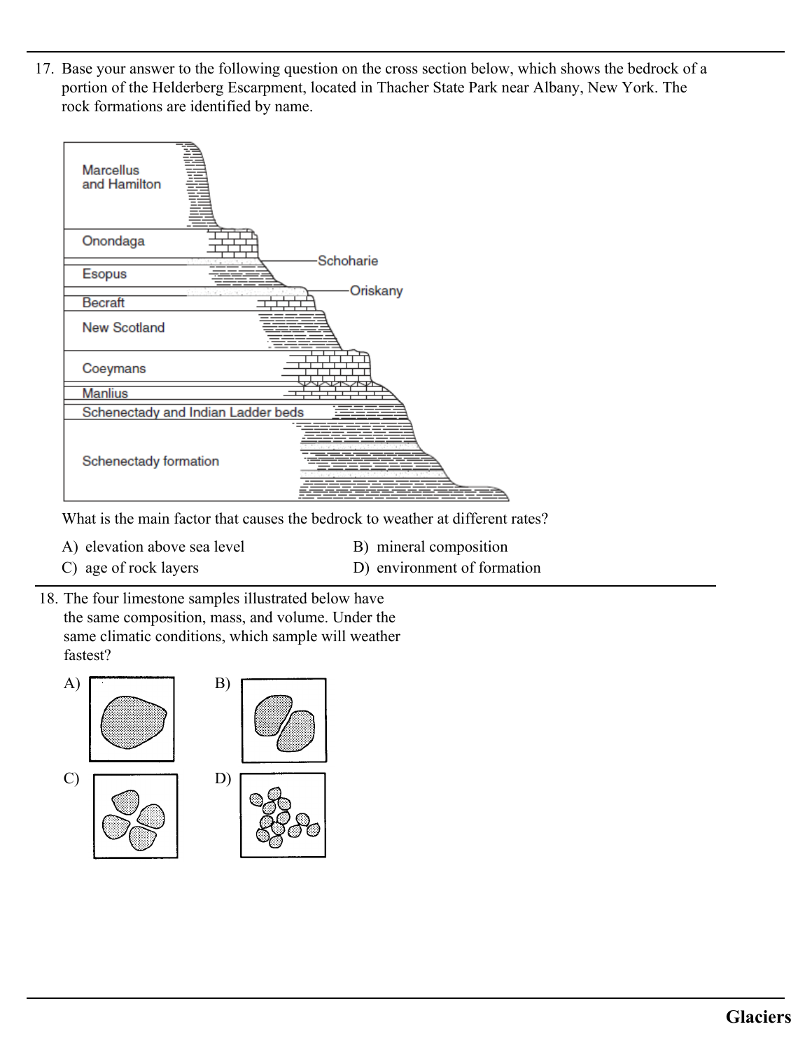17. Base your answer to the following question on the cross section below, which shows the bedrock of a portion of the Helderberg Escarpment, located in Thacher State Park near Albany, New York. The rock formations are identified by name.

Marcellus and Hamilton

Onondaga

Schoharie

Esopus

Oriskany

Becraft

New Scotland

Coeymans

Manlius

Schenectady and Indian Ladder beds

Schenectady formation

What is the main factor that causes the bedrock to weather at different rates?

A) elevation above sea level
B) mineral composition
C) age of rock layers
D) environment of formation

18. The four limestone samples illustrated below have the same composition, mass, and volume. Under the same climatic conditions, which sample will weather fastest?

A)
B)
C)
D)

## Glaciers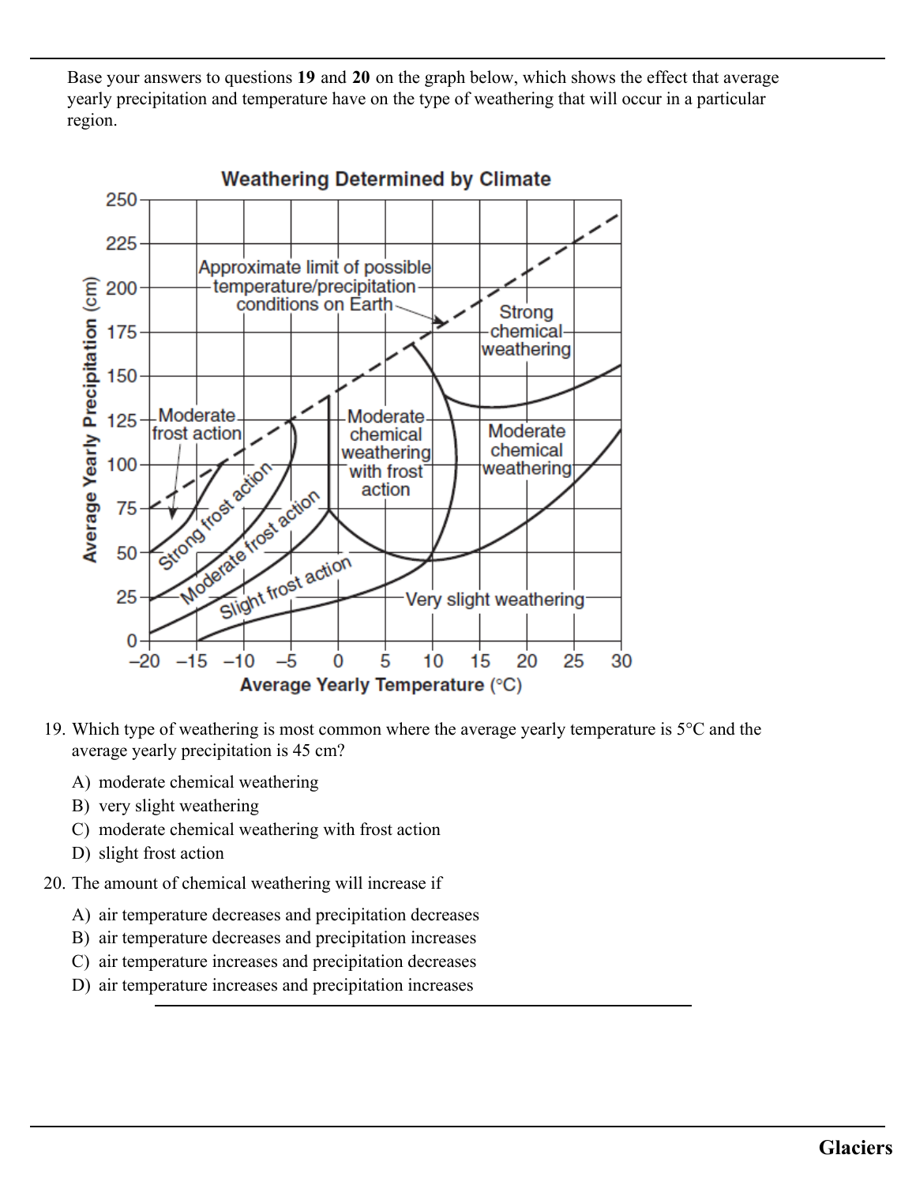Base your answers to questions **19** and **20** on the graph below, which shows the effect that average yearly precipitation and temperature have on the type of weathering that will occur in a particular region.

Weathering Determined by Climate

Average Yearly Precipitation (cm)

250
225
200
175
150
125
100
75
50
25
0

Average Yearly Temperature (°C)

–20 –15 –10 –5 0 5 10 15 20 25 30

Approximate limit of possible temperature/precipitation conditions on Earth

Moderate frost action

Strong frost action

Moderate frost action

Slight frost action

Moderate chemical weathering with frost action

Strong chemical weathering

Moderate chemical weathering

Very slight weathering

19. Which type of weathering is most common where the average yearly temperature is 5°C and the average yearly precipitation is 45 cm?

    A) moderate chemical weathering
    B) very slight weathering
    C) moderate chemical weathering with frost action
    D) slight frost action

20. The amount of chemical weathering will increase if

    A) air temperature decreases and precipitation decreases
    B) air temperature decreases and precipitation increases
    C) air temperature increases and precipitation decreases
    D) air temperature increases and precipitation increases

**Glaciers**